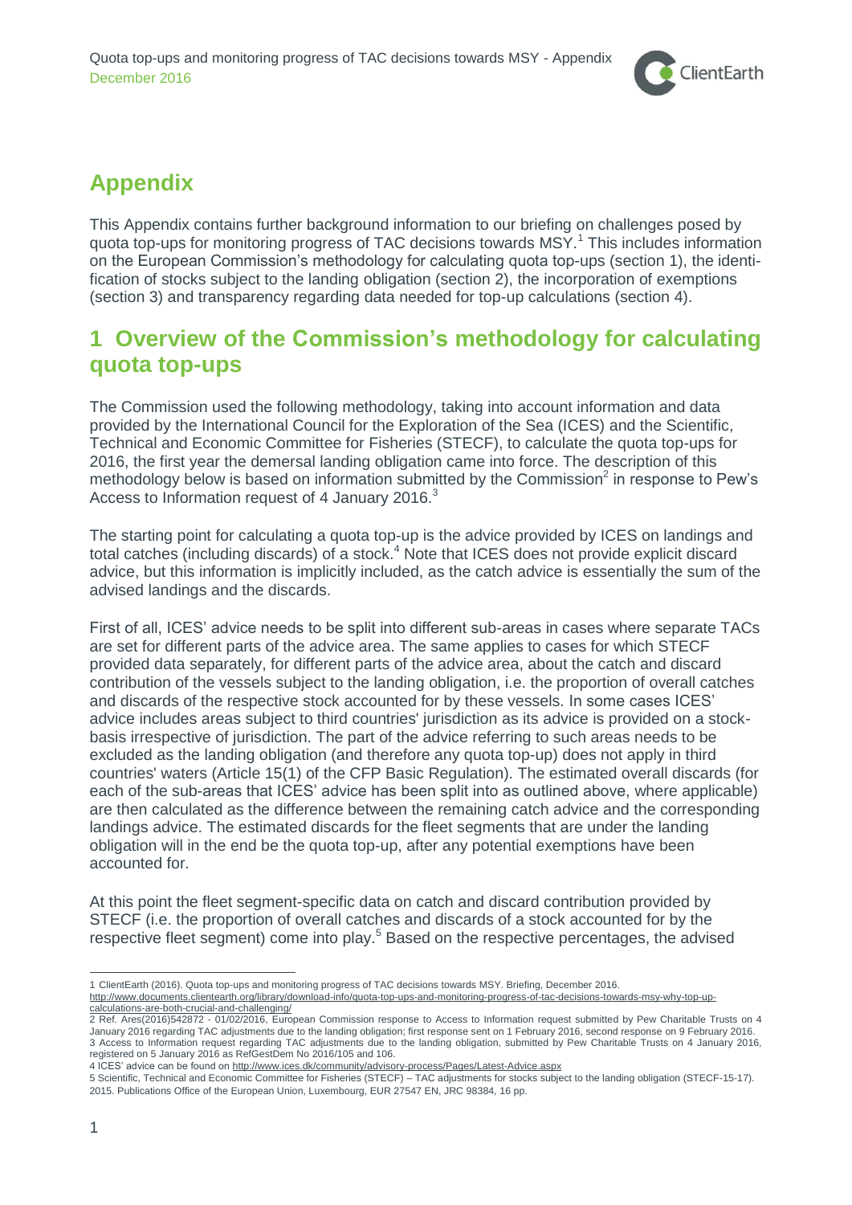# Appendix

This Appendix contains further background information to our briefing on challenges posed by quota top-ups for monitoring progress of TAC decisions towards MSY.[1] This includes information on the European Commission's methodology for calculating quota top-ups (section 1), the identification of stocks subject to the landing obligation (section 2), the incorporation of exemptions (section 3) and transparency regarding data needed for top-up calculations (section 4).

## 1 Overview of the Commission's methodology for calculating quota top-ups

The Commission used the following methodology, taking into account information and data provided by the International Council for the Exploration of the Sea (ICES) and the Scientific, Technical and Economic Committee for Fisheries (STECF), to calculate the quota top-ups for 2016, the first year the demersal landing obligation came into force. The description of this methodology below is based on information submitted by the Commission[2] in response to Pew's Access to Information request of 4 January 2016.[3]

The starting point for calculating a quota top-up is the advice provided by ICES on landings and total catches (including discards) of a stock.[4] Note that ICES does not provide explicit discard advice, but this information is implicitly included, as the catch advice is essentially the sum of the advised landings and the discards.

First of all, ICES' advice needs to be split into different sub-areas in cases where separate TACs are set for different parts of the advice area. The same applies to cases for which STECF provided data separately, for different parts of the advice area, about the catch and discard contribution of the vessels subject to the landing obligation, i.e. the proportion of overall catches and discards of the respective stock accounted for by these vessels. In some cases ICES' advice includes areas subject to third countries' jurisdiction as its advice is provided on a stock-basis irrespective of jurisdiction. The part of the advice referring to such areas needs to be excluded as the landing obligation (and therefore any quota top-up) does not apply in third countries' waters (Article 15(1) of the CFP Basic Regulation). The estimated overall discards (for each of the sub-areas that ICES' advice has been split into as outlined above, where applicable) are then calculated as the difference between the remaining catch advice and the corresponding landings advice. The estimated discards for the fleet segments that are under the landing obligation will in the end be the quota top-up, after any potential exemptions have been accounted for.

At this point the fleet segment-specific data on catch and discard contribution provided by STECF (i.e. the proportion of overall catches and discards of a stock accounted for by the respective fleet segment) come into play.[5] Based on the respective percentages, the advised

---

1 ClientEarth (2016). Quota top-ups and monitoring progress of TAC decisions towards MSY. Briefing, December 2016. http://www.documents.clientearth.org/library/download-info/quota-top-ups-and-monitoring-progress-of-tac-decisions-towards-msy-why-top-up-calculations-are-both-crucial-and-challenging/

2 Ref. Ares(2016)542872 - 01/02/2016, European Commission response to Access to Information request submitted by Pew Charitable Trusts on 4 January 2016 regarding TAC adjustments due to the landing obligation; first response sent on 1 February 2016, second response on 9 February 2016.

3 Access to Information request regarding TAC adjustments due to the landing obligation, submitted by Pew Charitable Trusts on 4 January 2016, registered on 5 January 2016 as RefGestDem No 2016/105 and 106.

4 ICES' advice can be found on http://www.ices.dk/community/advisory-process/Pages/Latest-Advice.aspx

5 Scientific, Technical and Economic Committee for Fisheries (STECF) – TAC adjustments for stocks subject to the landing obligation (STECF-15-17). 2015. Publications Office of the European Union, Luxembourg, EUR 27547 EN, JRC 98384, 16 pp.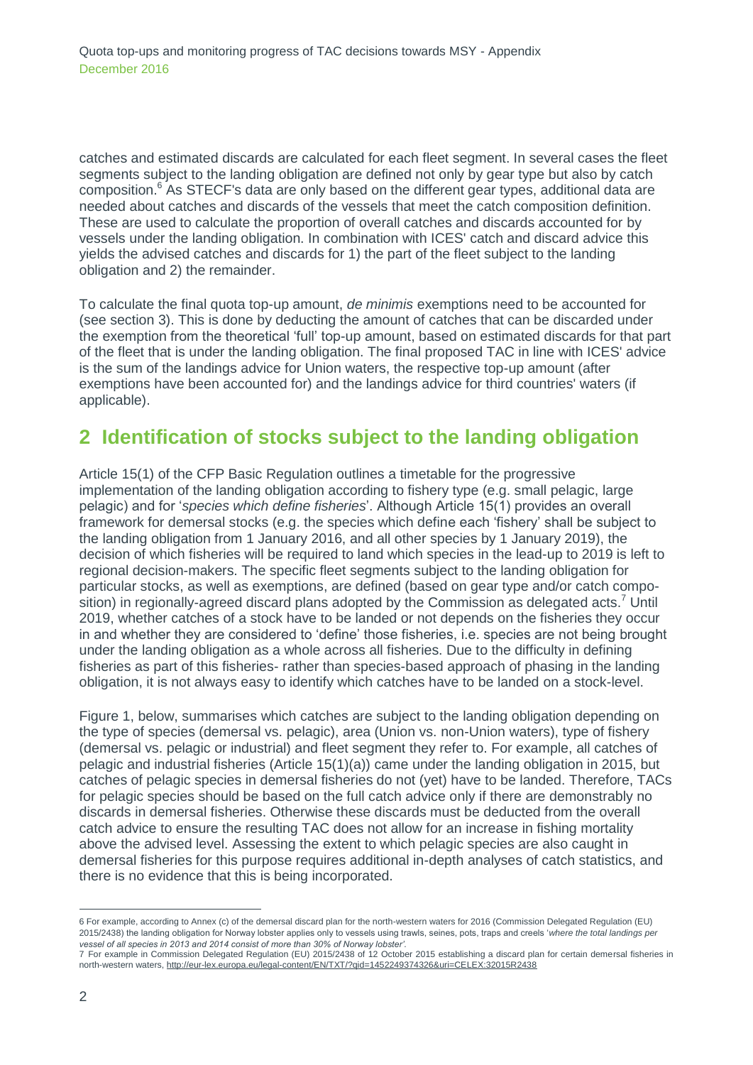catches and estimated discards are calculated for each fleet segment. In several cases the fleet segments subject to the landing obligation are defined not only by gear type but also by catch composition.[6] As STECF's data are only based on the different gear types, additional data are needed about catches and discards of the vessels that meet the catch composition definition. These are used to calculate the proportion of overall catches and discards accounted for by vessels under the landing obligation. In combination with ICES' catch and discard advice this yields the advised catches and discards for 1) the part of the fleet subject to the landing obligation and 2) the remainder.

To calculate the final quota top-up amount, *de minimis* exemptions need to be accounted for (see section 3). This is done by deducting the amount of catches that can be discarded under the exemption from the theoretical 'full' top-up amount, based on estimated discards for that part of the fleet that is under the landing obligation. The final proposed TAC in line with ICES' advice is the sum of the landings advice for Union waters, the respective top-up amount (after exemptions have been accounted for) and the landings advice for third countries' waters (if applicable).

## 2 Identification of stocks subject to the landing obligation

Article 15(1) of the CFP Basic Regulation outlines a timetable for the progressive implementation of the landing obligation according to fishery type (e.g. small pelagic, large pelagic) and for '*species which define fisheries*'. Although Article 15(1) provides an overall framework for demersal stocks (e.g. the species which define each 'fishery' shall be subject to the landing obligation from 1 January 2016, and all other species by 1 January 2019), the decision of which fisheries will be required to land which species in the lead-up to 2019 is left to regional decision-makers. The specific fleet segments subject to the landing obligation for particular stocks, as well as exemptions, are defined (based on gear type and/or catch composition) in regionally-agreed discard plans adopted by the Commission as delegated acts.[7] Until 2019, whether catches of a stock have to be landed or not depends on the fisheries they occur in and whether they are considered to 'define' those fisheries, i.e. species are not being brought under the landing obligation as a whole across all fisheries. Due to the difficulty in defining fisheries as part of this fisheries- rather than species-based approach of phasing in the landing obligation, it is not always easy to identify which catches have to be landed on a stock-level.

Figure 1, below, summarises which catches are subject to the landing obligation depending on the type of species (demersal vs. pelagic), area (Union vs. non-Union waters), type of fishery (demersal vs. pelagic or industrial) and fleet segment they refer to. For example, all catches of pelagic and industrial fisheries (Article 15(1)(a)) came under the landing obligation in 2015, but catches of pelagic species in demersal fisheries do not (yet) have to be landed. Therefore, TACs for pelagic species should be based on the full catch advice only if there are demonstrably no discards in demersal fisheries. Otherwise these discards must be deducted from the overall catch advice to ensure the resulting TAC does not allow for an increase in fishing mortality above the advised level. Assessing the extent to which pelagic species are also caught in demersal fisheries for this purpose requires additional in-depth analyses of catch statistics, and there is no evidence that this is being incorporated.

---

6 For example, according to Annex (c) of the demersal discard plan for the north-western waters for 2016 (Commission Delegated Regulation (EU) 2015/2438) the landing obligation for Norway lobster applies only to vessels using trawls, seines, pots, traps and creels '*where the total landings per vessel of all species in 2013 and 2014 consist of more than 30% of Norway lobster*'.

7 For example in Commission Delegated Regulation (EU) 2015/2438 of 12 October 2015 establishing a discard plan for certain demersal fisheries in north-western waters, http://eur-lex.europa.eu/legal-content/EN/TXT/?qid=1452249374326&uri=CELEX:32015R2438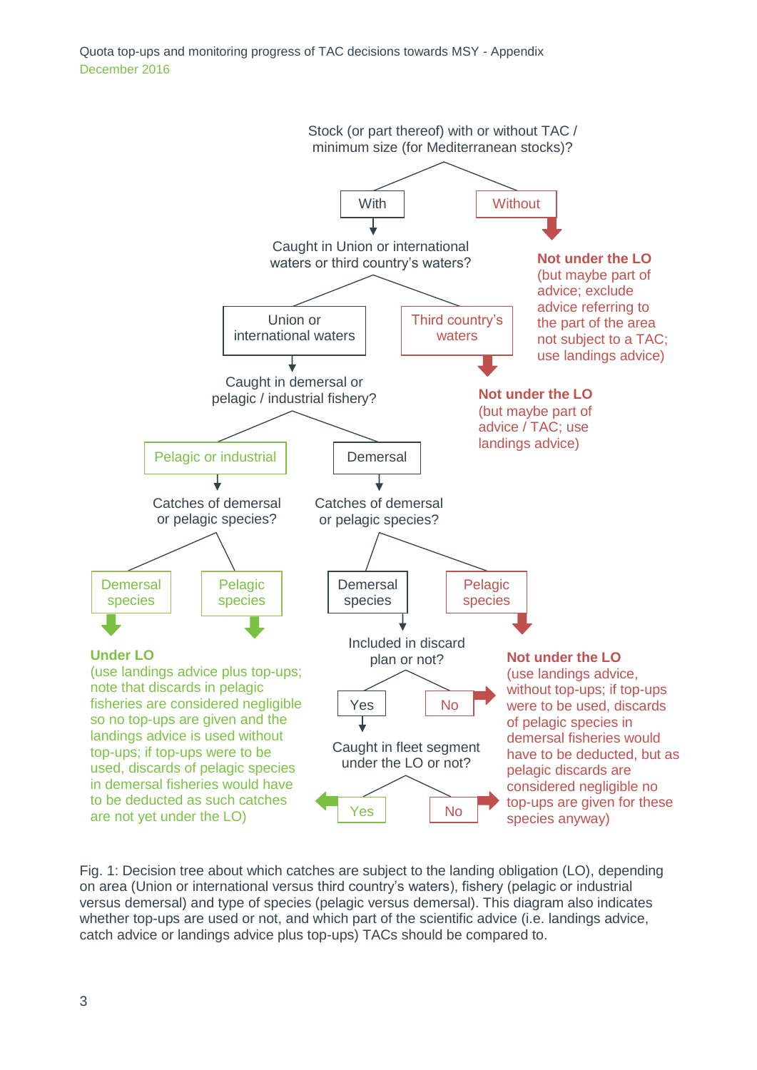Stock (or part thereof) with or without TAC / minimum size (for Mediterranean stocks)?

- **With** → Caught in Union or international waters or third country's waters?
  - **Union or international waters** → Caught in demersal or pelagic / industrial fishery?
    - **Pelagic or industrial** → Catches of demersal or pelagic species?
      - **Demersal species** → Under LO
      - **Pelagic species** → Under LO
    - **Demersal** → Catches of demersal or pelagic species?
      - **Demersal species** → Included in discard plan or not?
        - **Yes** → Caught in fleet segment under the LO or not?
          - **Yes** → Under LO
          - **No** → Not under the LO
        - **No** → Not under the LO
      - **Pelagic species** → Not under the LO
  - **Third country's waters** → **Not under the LO** (but maybe part of advice / TAC; use landings advice)
- **Without** → **Not under the LO** (but maybe part of advice; exclude advice referring to the part of the area not subject to a TAC; use landings advice)

**Under LO** (use landings advice plus top-ups; note that discards in pelagic fisheries are considered negligible so no top-ups are given and the landings advice is used without top-ups; if top-ups were to be used, discards of pelagic species in demersal fisheries would have to be deducted as such catches are not yet under the LO)

**Not under the LO** (use landings advice, without top-ups; if top-ups were to be used, discards of pelagic species in demersal fisheries would have to be deducted, but as pelagic discards are considered negligible no top-ups are given for these species anyway)

Fig. 1: Decision tree about which catches are subject to the landing obligation (LO), depending on area (Union or international versus third country's waters), fishery (pelagic or industrial versus demersal) and type of species (pelagic versus demersal). This diagram also indicates whether top-ups are used or not, and which part of the scientific advice (i.e. landings advice, catch advice or landings advice plus top-ups) TACs should be compared to.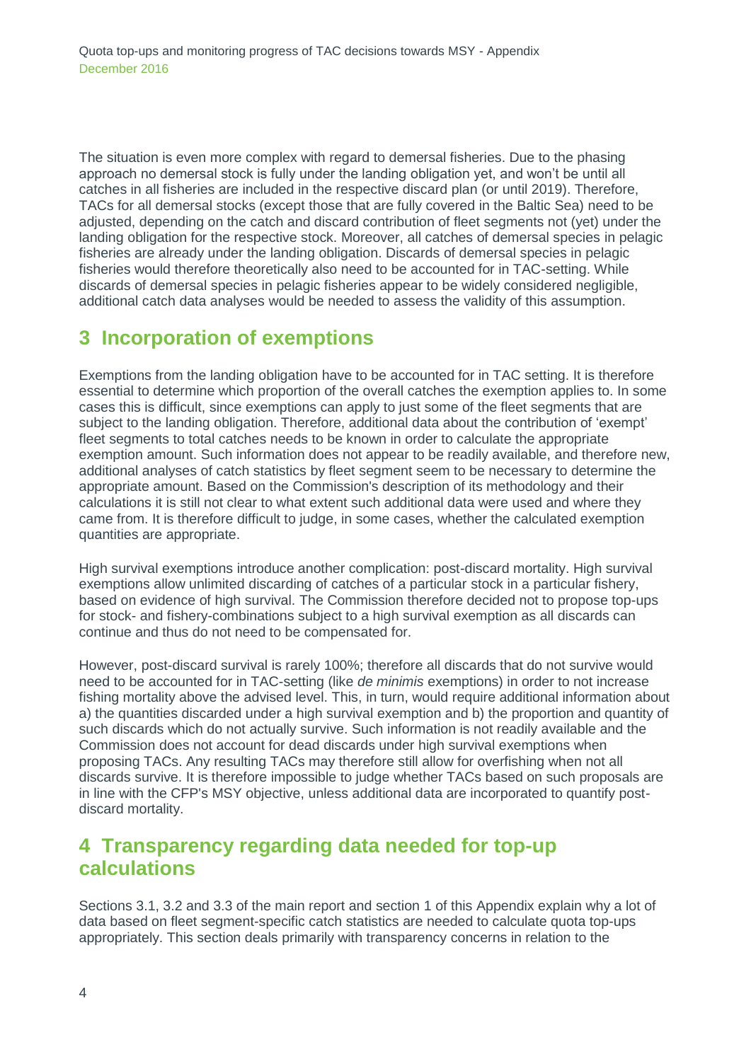The situation is even more complex with regard to demersal fisheries. Due to the phasing approach no demersal stock is fully under the landing obligation yet, and won't be until all catches in all fisheries are included in the respective discard plan (or until 2019). Therefore, TACs for all demersal stocks (except those that are fully covered in the Baltic Sea) need to be adjusted, depending on the catch and discard contribution of fleet segments not (yet) under the landing obligation for the respective stock. Moreover, all catches of demersal species in pelagic fisheries are already under the landing obligation. Discards of demersal species in pelagic fisheries would therefore theoretically also need to be accounted for in TAC-setting. While discards of demersal species in pelagic fisheries appear to be widely considered negligible, additional catch data analyses would be needed to assess the validity of this assumption.

## 3 Incorporation of exemptions

Exemptions from the landing obligation have to be accounted for in TAC setting. It is therefore essential to determine which proportion of the overall catches the exemption applies to. In some cases this is difficult, since exemptions can apply to just some of the fleet segments that are subject to the landing obligation. Therefore, additional data about the contribution of 'exempt' fleet segments to total catches needs to be known in order to calculate the appropriate exemption amount. Such information does not appear to be readily available, and therefore new, additional analyses of catch statistics by fleet segment seem to be necessary to determine the appropriate amount. Based on the Commission's description of its methodology and their calculations it is still not clear to what extent such additional data were used and where they came from. It is therefore difficult to judge, in some cases, whether the calculated exemption quantities are appropriate.

High survival exemptions introduce another complication: post-discard mortality. High survival exemptions allow unlimited discarding of catches of a particular stock in a particular fishery, based on evidence of high survival. The Commission therefore decided not to propose top-ups for stock- and fishery-combinations subject to a high survival exemption as all discards can continue and thus do not need to be compensated for.

However, post-discard survival is rarely 100%; therefore all discards that do not survive would need to be accounted for in TAC-setting (like *de minimis* exemptions) in order to not increase fishing mortality above the advised level. This, in turn, would require additional information about a) the quantities discarded under a high survival exemption and b) the proportion and quantity of such discards which do not actually survive. Such information is not readily available and the Commission does not account for dead discards under high survival exemptions when proposing TACs. Any resulting TACs may therefore still allow for overfishing when not all discards survive. It is therefore impossible to judge whether TACs based on such proposals are in line with the CFP's MSY objective, unless additional data are incorporated to quantify post-discard mortality.

## 4 Transparency regarding data needed for top-up calculations

Sections 3.1, 3.2 and 3.3 of the main report and section 1 of this Appendix explain why a lot of data based on fleet segment-specific catch statistics are needed to calculate quota top-ups appropriately. This section deals primarily with transparency concerns in relation to the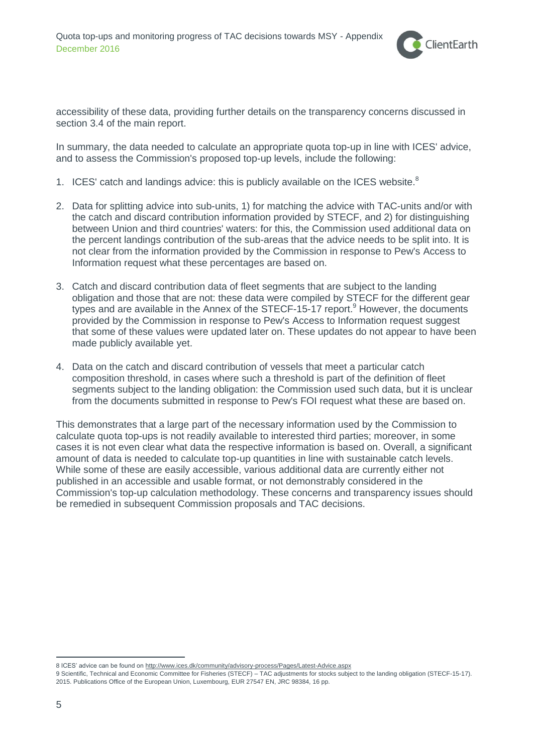accessibility of these data, providing further details on the transparency concerns discussed in section 3.4 of the main report.

In summary, the data needed to calculate an appropriate quota top-up in line with ICES' advice, and to assess the Commission's proposed top-up levels, include the following:

1. ICES' catch and landings advice: this is publicly available on the ICES website.[8]

2. Data for splitting advice into sub-units, 1) for matching the advice with TAC-units and/or with the catch and discard contribution information provided by STECF, and 2) for distinguishing between Union and third countries' waters: for this, the Commission used additional data on the percent landings contribution of the sub-areas that the advice needs to be split into. It is not clear from the information provided by the Commission in response to Pew's Access to Information request what these percentages are based on.

3. Catch and discard contribution data of fleet segments that are subject to the landing obligation and those that are not: these data were compiled by STECF for the different gear types and are available in the Annex of the STECF-15-17 report.[9] However, the documents provided by the Commission in response to Pew's Access to Information request suggest that some of these values were updated later on. These updates do not appear to have been made publicly available yet.

4. Data on the catch and discard contribution of vessels that meet a particular catch composition threshold, in cases where such a threshold is part of the definition of fleet segments subject to the landing obligation: the Commission used such data, but it is unclear from the documents submitted in response to Pew's FOI request what these are based on.

This demonstrates that a large part of the necessary information used by the Commission to calculate quota top-ups is not readily available to interested third parties; moreover, in some cases it is not even clear what data the respective information is based on. Overall, a significant amount of data is needed to calculate top-up quantities in line with sustainable catch levels. While some of these are easily accessible, various additional data are currently either not published in an accessible and usable format, or not demonstrably considered in the Commission's top-up calculation methodology. These concerns and transparency issues should be remedied in subsequent Commission proposals and TAC decisions.

---

8 ICES' advice can be found on http://www.ices.dk/community/advisory-process/Pages/Latest-Advice.aspx

9 Scientific, Technical and Economic Committee for Fisheries (STECF) – TAC adjustments for stocks subject to the landing obligation (STECF-15-17). 2015. Publications Office of the European Union, Luxembourg, EUR 27547 EN, JRC 98384, 16 pp.